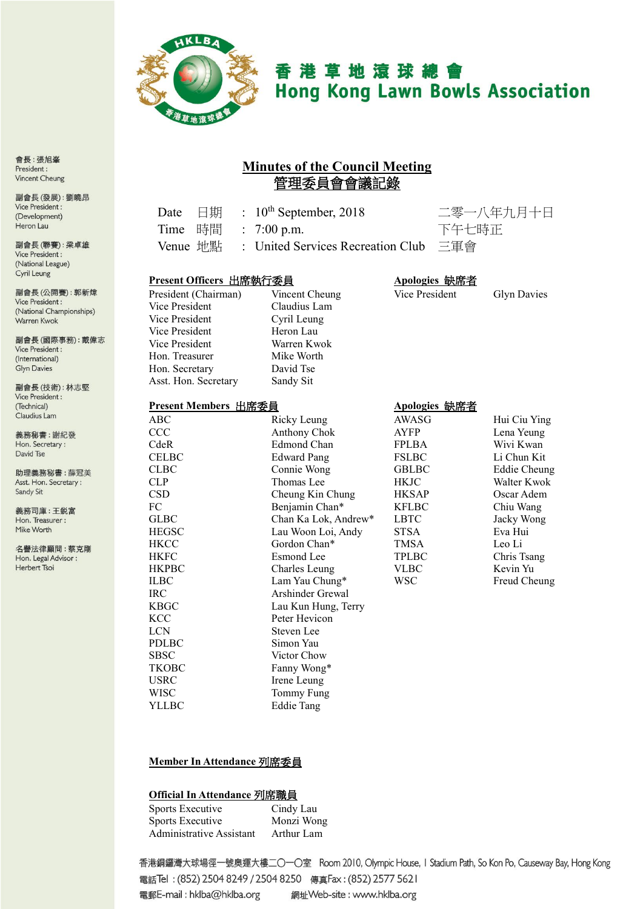# 香 港 草 地 滾 球 總 會
# Hong Kong Lawn Bowls Association

會長：張旭峯
President :
Vincent Cheung

副會長 (發展)：劉曉昂
Vice President :
(Development)
Heron Lau

副會長 (聯賽)：梁卓雄
Vice President :
(National League)
Cyril Leung

副會長 (公開賽)：郭新煒
Vice President :
(National Championships)
Warren Kwok

副會長 (國際事務)：戴偉志
Vice President :
(International)
Glyn Davies

副會長 (技術)：林志堅
Vice President :
(Technical)
Claudius Lam

義務秘書：謝紀發
Hon. Secretary :
David Tse

助理義務秘書：薛冠美
Asst. Hon. Secretary :
Sandy Sit

義務司庫：王鋭富
Hon. Treasurer :
Mike Worth

名譽法律顧問：蔡克剛
Hon. Legal Advisor :
Herbert Tsoi

## Minutes of the Council Meeting
## 管理委員會會議記錄

| | | | |
|---|---|---|---|
| Date 日期 | : | 10th September, 2018 | 二零一八年九月十日 |
| Time 時間 | : | 7:00 p.m. | 下午七時正 |
| Venue 地點 | : | United Services Recreation Club | 三軍會 |

**Present Officers 出席執行委員**

| | |
|---|---|
| President (Chairman) | Vincent Cheung |
| Vice President | Claudius Lam |
| Vice President | Cyril Leung |
| Vice President | Heron Lau |
| Vice President | Warren Kwok |
| Hon. Treasurer | Mike Worth |
| Hon. Secretary | David Tse |
| Asst. Hon. Secretary | Sandy Sit |

**Apologies 缺席者**

| | |
|---|---|
| Vice President | Glyn Davies |

**Present Members 出席委員**

| | |
|---|---|
| ABC | Ricky Leung |
| CCC | Anthony Chok |
| CdeR | Edmond Chan |
| CELBC | Edward Pang |
| CLBC | Connie Wong |
| CLP | Thomas Lee |
| CSD | Cheung Kin Chung |
| FC | Benjamin Chan* |
| GLBC | Chan Ka Lok, Andrew* |
| HEGSC | Lau Woon Loi, Andy |
| HKCC | Gordon Chan* |
| HKFC | Esmond Lee |
| HKPBC | Charles Leung |
| ILBC | Lam Yau Chung* |
| IRC | Arshinder Grewal |
| KBGC | Lau Kun Hung, Terry |
| KCC | Peter Hevicon |
| LCN | Steven Lee |
| PDLBC | Simon Yau |
| SBSC | Victor Chow |
| TKOBC | Fanny Wong* |
| USRC | Irene Leung |
| WISC | Tommy Fung |
| YLLBC | Eddie Tang |

**Apologies 缺席者**

| | |
|---|---|
| AWASG | Hui Ciu Ying |
| AYFP | Lena Yeung |
| FPLBA | Wivi Kwan |
| FSLBC | Li Chun Kit |
| GBLBC | Eddie Cheung |
| HKJC | Walter Kwok |
| HKSAP | Oscar Adem |
| KFLBC | Chiu Wang |
| LBTC | Jacky Wong |
| STSA | Eva Hui |
| TMSA | Leo Li |
| TPLBC | Chris Tsang |
| VLBC | Kevin Yu |
| WSC | Freud Cheung |

**Member In Attendance 列席委員**

**Official In Attendance 列席職員**

| | |
|---|---|
| Sports Executive | Cindy Lau |
| Sports Executive | Monzi Wong |
| Administrative Assistant | Arthur Lam |

香港銅鑼灣大球場徑一號奧運大樓二〇一〇室 Room 2010, Olympic House, 1 Stadium Path, So Kon Po, Causeway Bay, Hong Kong
電話Tel : (852) 2504 8249 / 2504 8250 傳真Fax : (852) 2577 5621
電郵E-mail : hklba@hklba.org 網址Web-site : www.hklba.org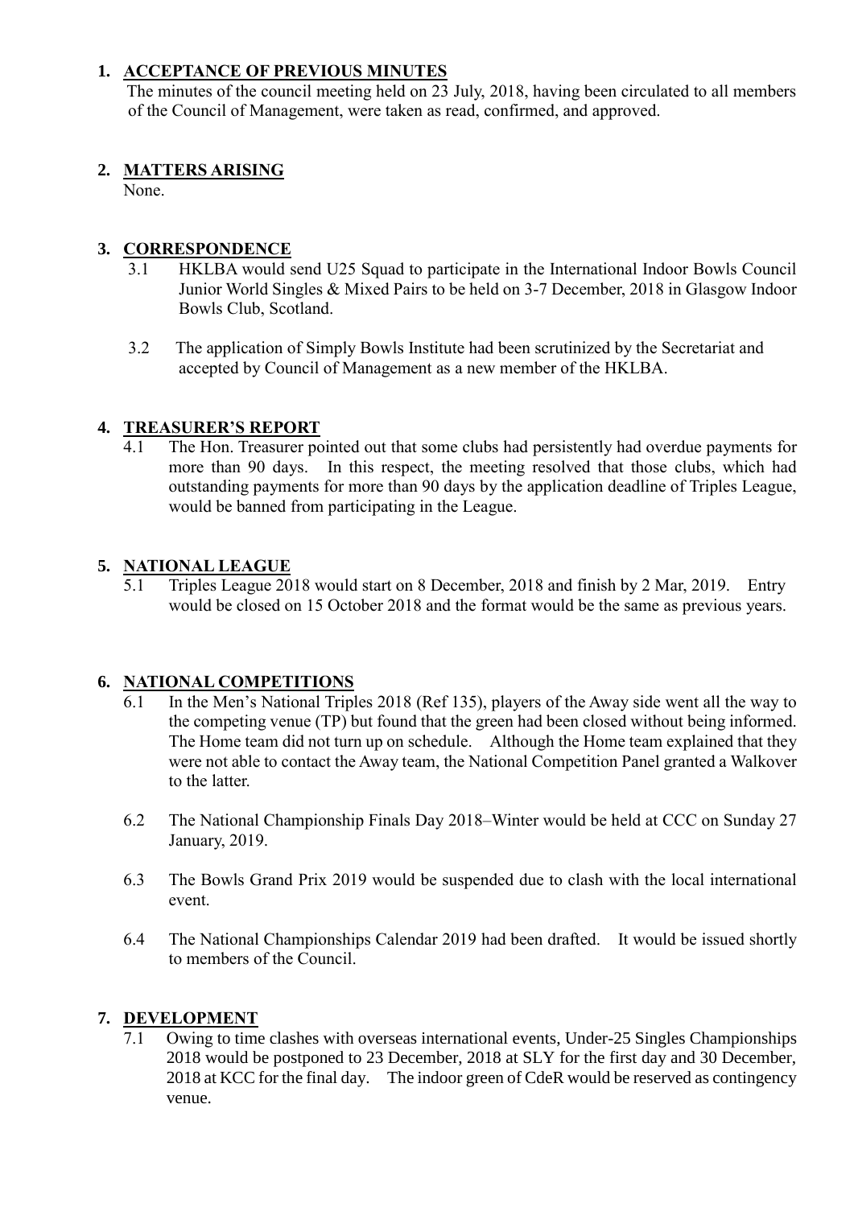## 1. ACCEPTANCE OF PREVIOUS MINUTES

The minutes of the council meeting held on 23 July, 2018, having been circulated to all members of the Council of Management, were taken as read, confirmed, and approved.

## 2. MATTERS ARISING

None.

## 3. CORRESPONDENCE

3.1 HKLBA would send U25 Squad to participate in the International Indoor Bowls Council Junior World Singles & Mixed Pairs to be held on 3-7 December, 2018 in Glasgow Indoor Bowls Club, Scotland.

3.2 The application of Simply Bowls Institute had been scrutinized by the Secretariat and accepted by Council of Management as a new member of the HKLBA.

## 4. TREASURER'S REPORT

4.1 The Hon. Treasurer pointed out that some clubs had persistently had overdue payments for more than 90 days. In this respect, the meeting resolved that those clubs, which had outstanding payments for more than 90 days by the application deadline of Triples League, would be banned from participating in the League.

## 5. NATIONAL LEAGUE

5.1 Triples League 2018 would start on 8 December, 2018 and finish by 2 Mar, 2019. Entry would be closed on 15 October 2018 and the format would be the same as previous years.

## 6. NATIONAL COMPETITIONS

6.1 In the Men's National Triples 2018 (Ref 135), players of the Away side went all the way to the competing venue (TP) but found that the green had been closed without being informed. The Home team did not turn up on schedule. Although the Home team explained that they were not able to contact the Away team, the National Competition Panel granted a Walkover to the latter.

6.2 The National Championship Finals Day 2018–Winter would be held at CCC on Sunday 27 January, 2019.

6.3 The Bowls Grand Prix 2019 would be suspended due to clash with the local international event.

6.4 The National Championships Calendar 2019 had been drafted. It would be issued shortly to members of the Council.

## 7. DEVELOPMENT

7.1 Owing to time clashes with overseas international events, Under-25 Singles Championships 2018 would be postponed to 23 December, 2018 at SLY for the first day and 30 December, 2018 at KCC for the final day. The indoor green of CdeR would be reserved as contingency venue.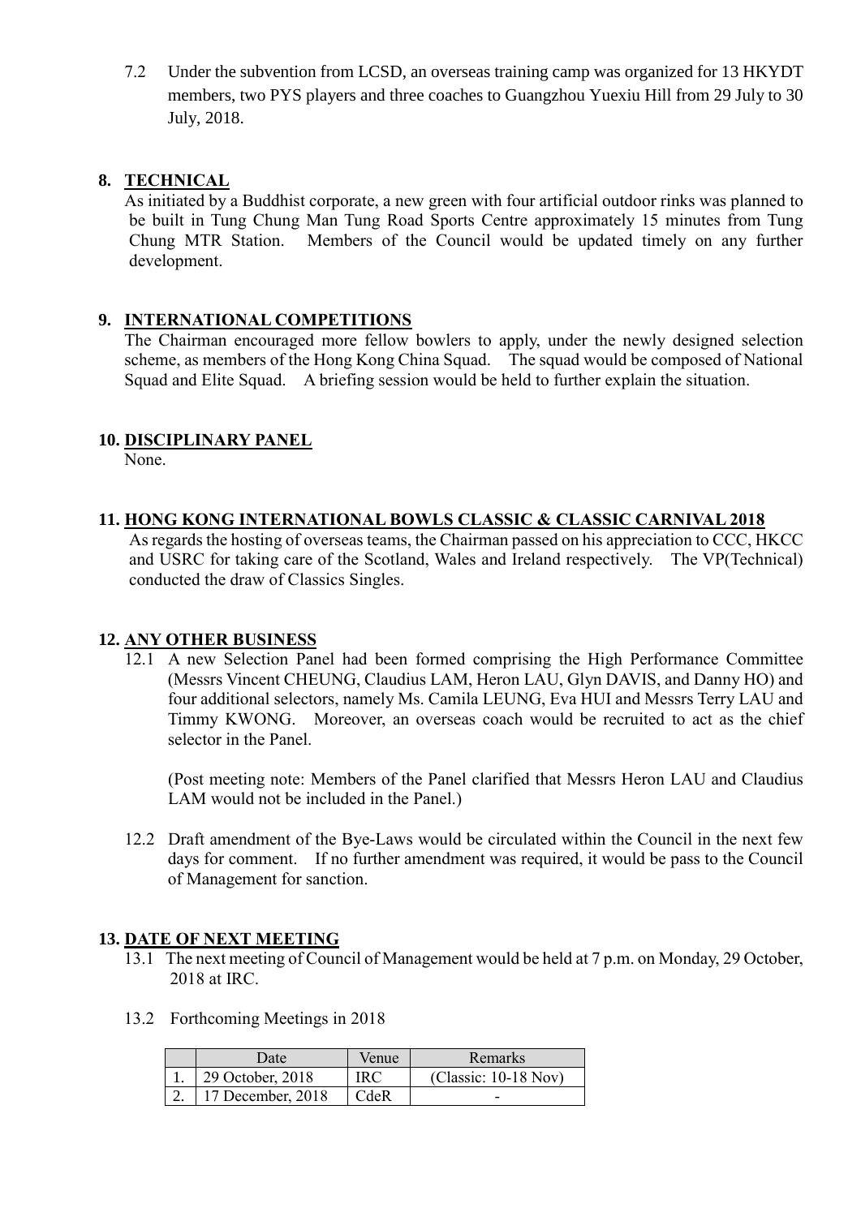7.2 Under the subvention from LCSD, an overseas training camp was organized for 13 HKYDT members, two PYS players and three coaches to Guangzhou Yuexiu Hill from 29 July to 30 July, 2018.

## 8. TECHNICAL

As initiated by a Buddhist corporate, a new green with four artificial outdoor rinks was planned to be built in Tung Chung Man Tung Road Sports Centre approximately 15 minutes from Tung Chung MTR Station. Members of the Council would be updated timely on any further development.

## 9. INTERNATIONAL COMPETITIONS

The Chairman encouraged more fellow bowlers to apply, under the newly designed selection scheme, as members of the Hong Kong China Squad. The squad would be composed of National Squad and Elite Squad. A briefing session would be held to further explain the situation.

## 10. DISCIPLINARY PANEL

None.

## 11. HONG KONG INTERNATIONAL BOWLS CLASSIC & CLASSIC CARNIVAL 2018

As regards the hosting of overseas teams, the Chairman passed on his appreciation to CCC, HKCC and USRC for taking care of the Scotland, Wales and Ireland respectively. The VP(Technical) conducted the draw of Classics Singles.

## 12. ANY OTHER BUSINESS

12.1 A new Selection Panel had been formed comprising the High Performance Committee (Messrs Vincent CHEUNG, Claudius LAM, Heron LAU, Glyn DAVIS, and Danny HO) and four additional selectors, namely Ms. Camila LEUNG, Eva HUI and Messrs Terry LAU and Timmy KWONG. Moreover, an overseas coach would be recruited to act as the chief selector in the Panel.

(Post meeting note: Members of the Panel clarified that Messrs Heron LAU and Claudius LAM would not be included in the Panel.)

12.2 Draft amendment of the Bye-Laws would be circulated within the Council in the next few days for comment. If no further amendment was required, it would be pass to the Council of Management for sanction.

## 13. DATE OF NEXT MEETING

13.1 The next meeting of Council of Management would be held at 7 p.m. on Monday, 29 October, 2018 at IRC.

13.2 Forthcoming Meetings in 2018

| | Date | Venue | Remarks |
|---|---|---|---|
| 1. | 29 October, 2018 | IRC | (Classic: 10-18 Nov) |
| 2. | 17 December, 2018 | CdeR | - |